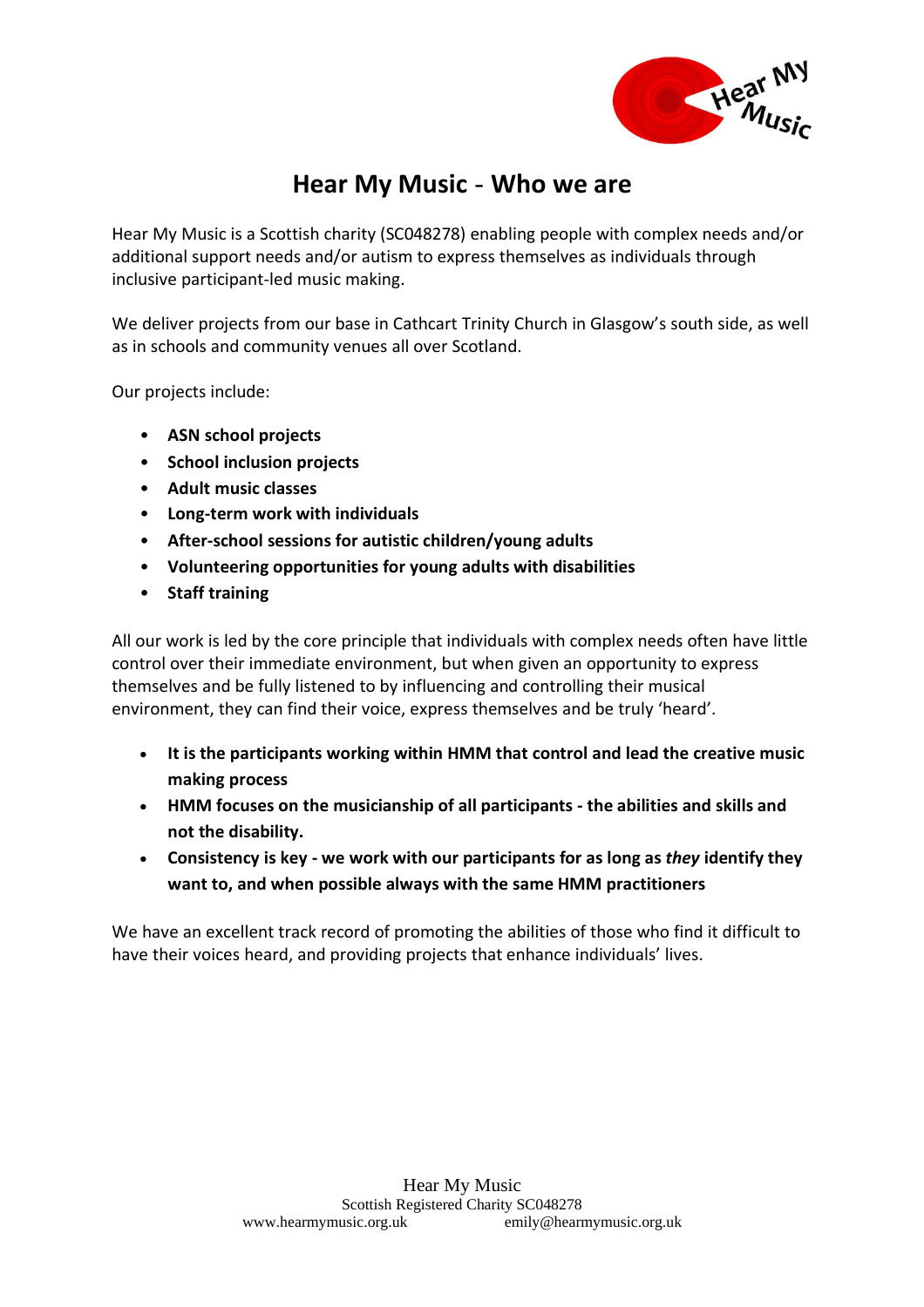# Hear My Music - Who we are

Hear My Music is a Scottish charity (SC048278) enabling people with complex needs and/or additional support needs and/or autism to express themselves as individuals through inclusive participant-led music making.

We deliver projects from our base in Cathcart Trinity Church in Glasgow's south side, as well as in schools and community venues all over Scotland.

Our projects include:

- **ASN school projects**
- **School inclusion projects**
- **Adult music classes**
- **Long-term work with individuals**
- **After-school sessions for autistic children/young adults**
- **Volunteering opportunities for young adults with disabilities**
- **Staff training**

All our work is led by the core principle that individuals with complex needs often have little control over their immediate environment, but when given an opportunity to express themselves and be fully listened to by influencing and controlling their musical environment, they can find their voice, express themselves and be truly 'heard'.

- **It is the participants working within HMM that control and lead the creative music making process**
- **HMM focuses on the musicianship of all participants - the abilities and skills and not the disability.**
- **Consistency is key - we work with our participants for as long as *they* identify they want to, and when possible always with the same HMM practitioners**

We have an excellent track record of promoting the abilities of those who find it difficult to have their voices heard, and providing projects that enhance individuals' lives.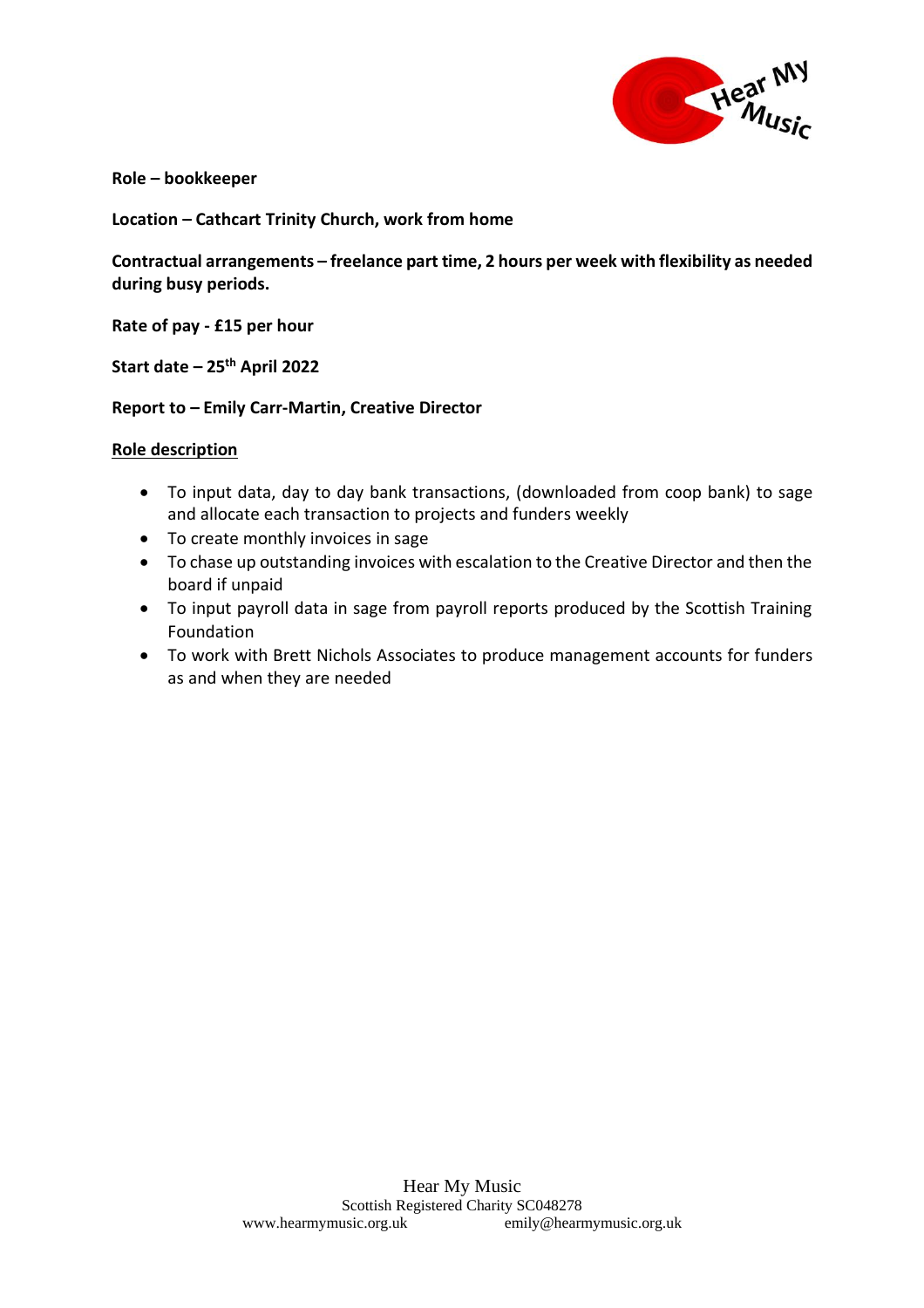**Role – bookkeeper**

**Location – Cathcart Trinity Church, work from home**

**Contractual arrangements – freelance part time, 2 hours per week with flexibility as needed during busy periods.**

**Rate of pay - £15 per hour**

**Start date – 25th April 2022**

**Report to – Emily Carr-Martin, Creative Director**

**Role description**

- To input data, day to day bank transactions, (downloaded from coop bank) to sage and allocate each transaction to projects and funders weekly
- To create monthly invoices in sage
- To chase up outstanding invoices with escalation to the Creative Director and then the board if unpaid
- To input payroll data in sage from payroll reports produced by the Scottish Training Foundation
- To work with Brett Nichols Associates to produce management accounts for funders as and when they are needed

Hear My Music
Scottish Registered Charity SC048278
www.hearmymusic.org.uk emily@hearmymusic.org.uk